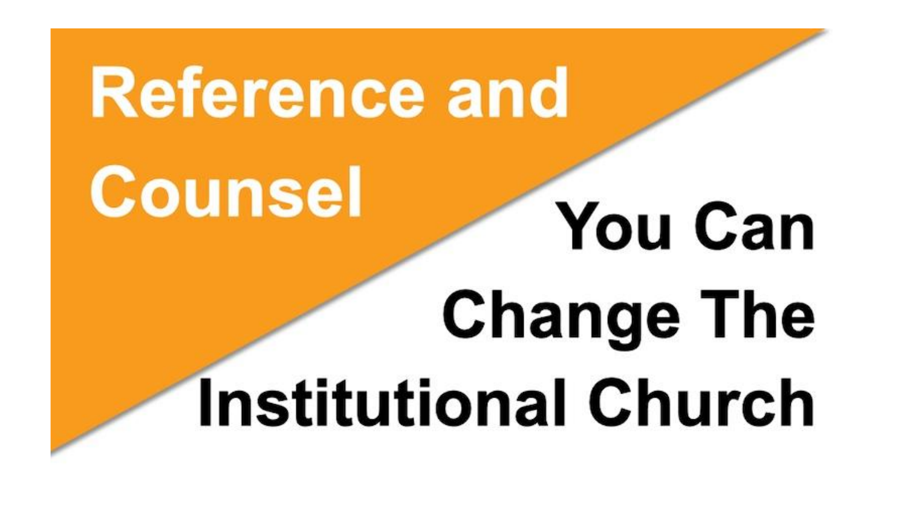# Reference and Counsel

# You Can Change The Institutional Church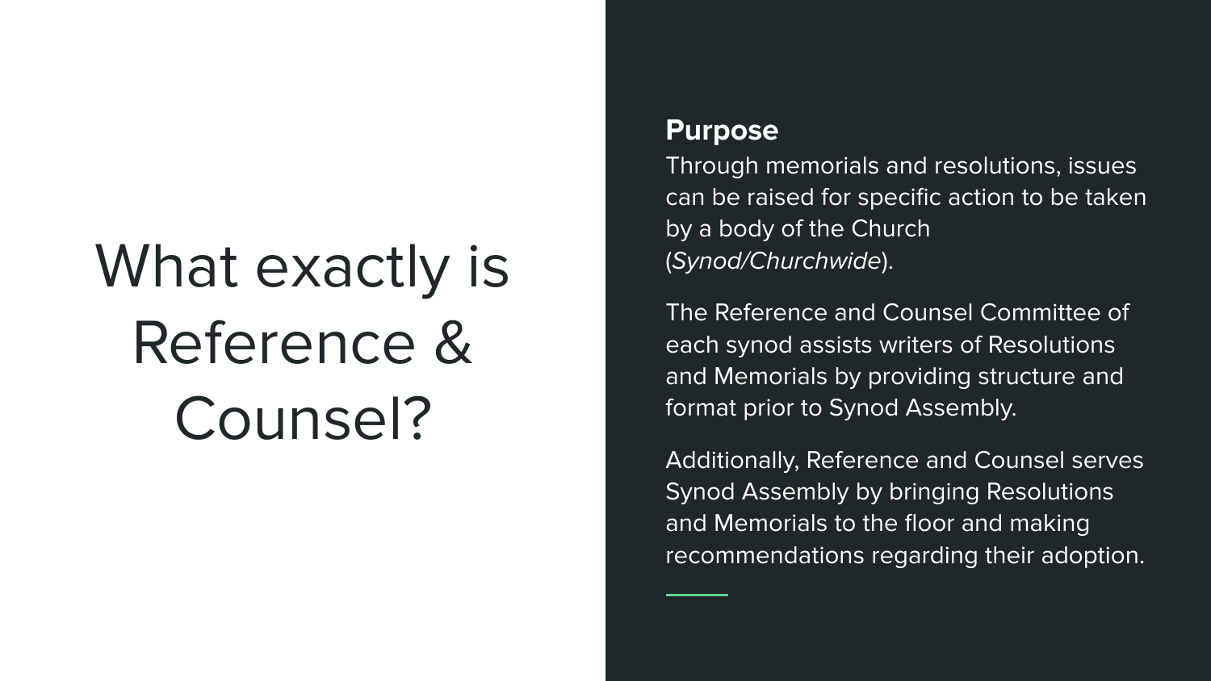# What exactly is Reference & Counsel?

**Purpose**

Through memorials and resolutions, issues can be raised for specific action to be taken by a body of the Church (*Synod/Churchwide*).

The Reference and Counsel Committee of each synod assists writers of Resolutions and Memorials by providing structure and format prior to Synod Assembly.

Additionally, Reference and Counsel serves Synod Assembly by bringing Resolutions and Memorials to the floor and making recommendations regarding their adoption.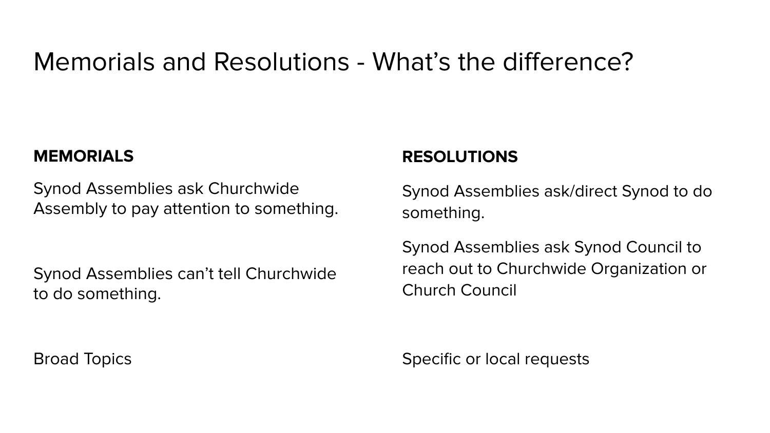# Memorials and Resolutions - What's the difference?

| MEMORIALS | RESOLUTIONS |
| --- | --- |
| Synod Assemblies ask Churchwide Assembly to pay attention to something. | Synod Assemblies ask/direct Synod to do something. |
| Synod Assemblies can't tell Churchwide to do something. | Synod Assemblies ask Synod Council to reach out to Churchwide Organization or Church Council |
| Broad Topics | Specific or local requests |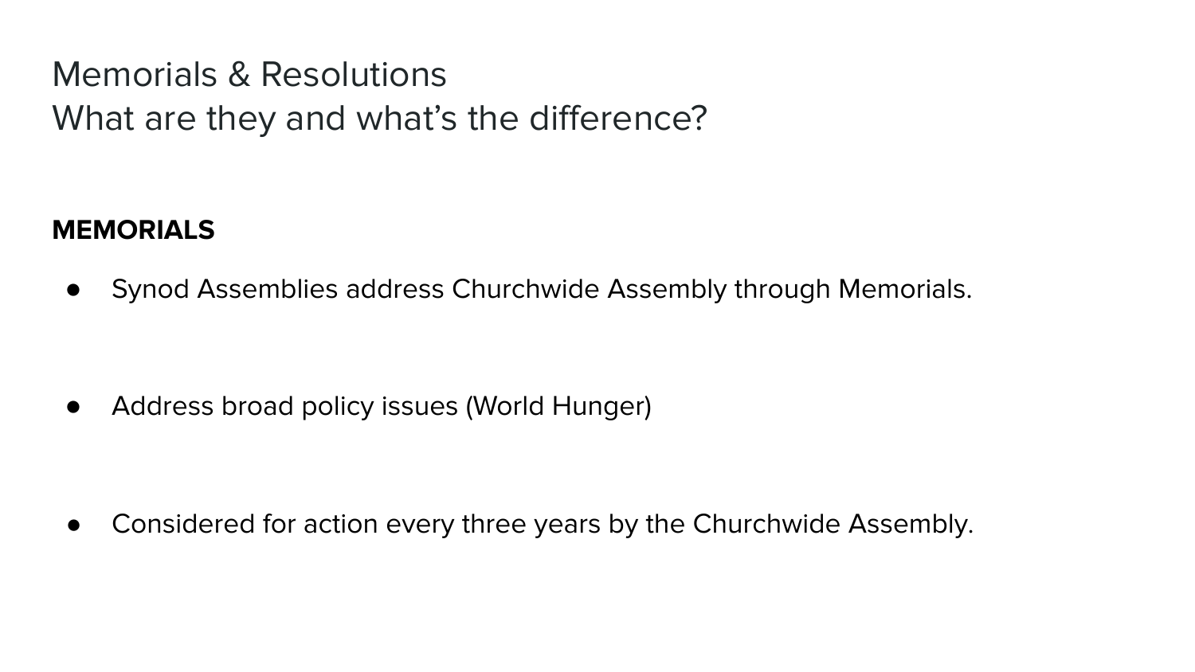# Memorials & Resolutions
## What are they and what's the difference?

**MEMORIALS**

- Synod Assemblies address Churchwide Assembly through Memorials.
- Address broad policy issues (World Hunger)
- Considered for action every three years by the Churchwide Assembly.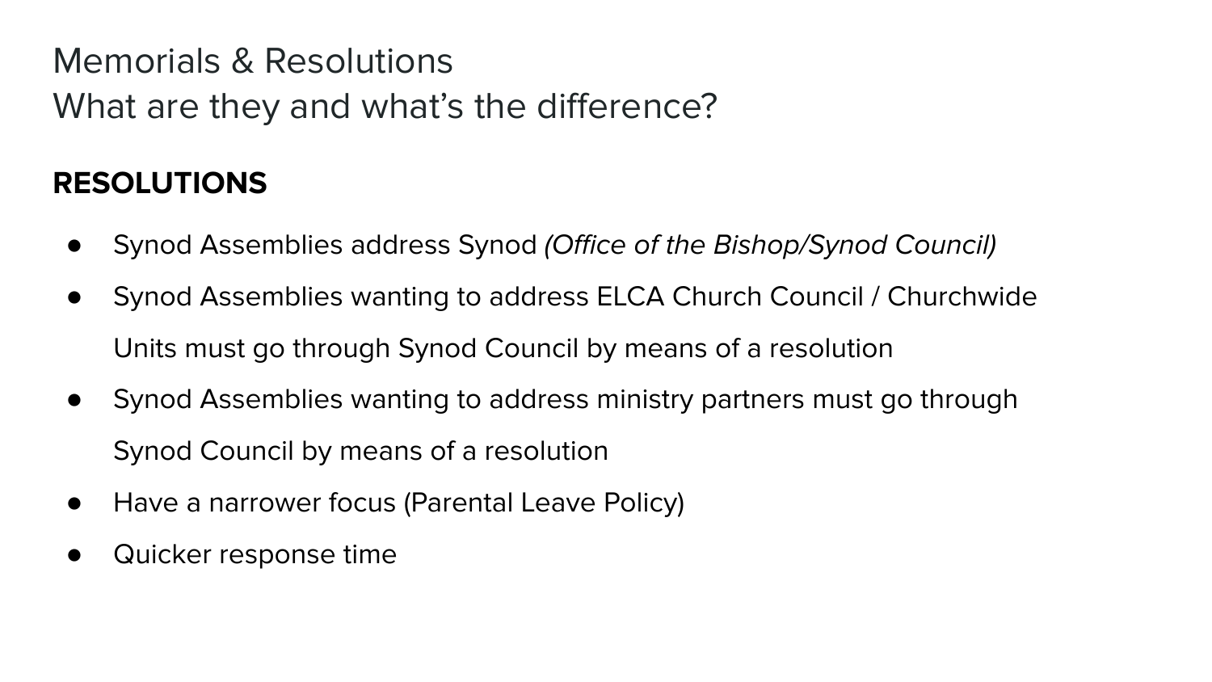# Memorials & Resolutions
## What are they and what's the difference?

**RESOLUTIONS**

- Synod Assemblies address Synod *(Office of the Bishop/Synod Council)*
- Synod Assemblies wanting to address ELCA Church Council / Churchwide Units must go through Synod Council by means of a resolution
- Synod Assemblies wanting to address ministry partners must go through Synod Council by means of a resolution
- Have a narrower focus (Parental Leave Policy)
- Quicker response time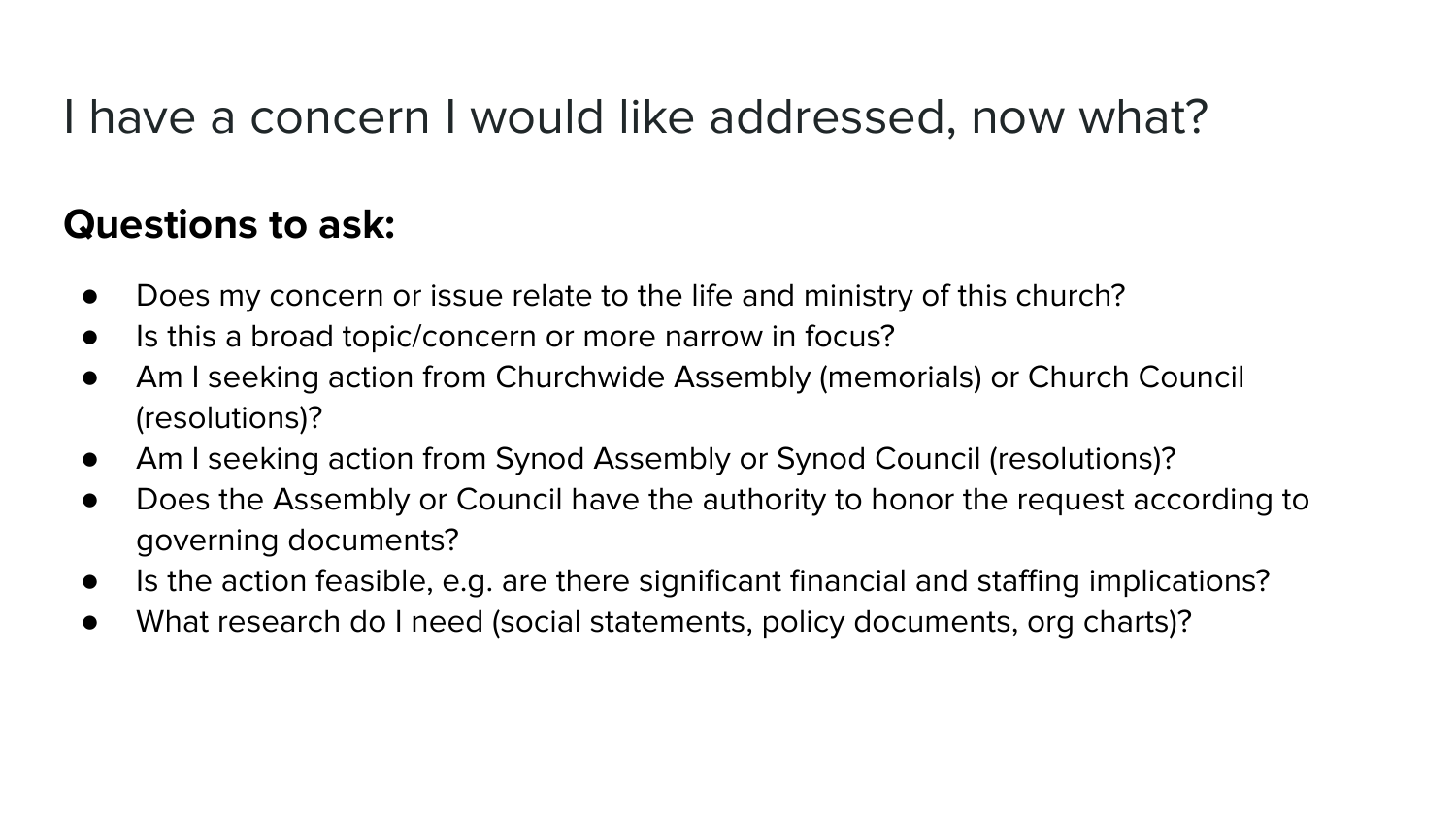# I have a concern I would like addressed, now what?

**Questions to ask:**

- Does my concern or issue relate to the life and ministry of this church?
- Is this a broad topic/concern or more narrow in focus?
- Am I seeking action from Churchwide Assembly (memorials) or Church Council (resolutions)?
- Am I seeking action from Synod Assembly or Synod Council (resolutions)?
- Does the Assembly or Council have the authority to honor the request according to governing documents?
- Is the action feasible, e.g. are there significant financial and staffing implications?
- What research do I need (social statements, policy documents, org charts)?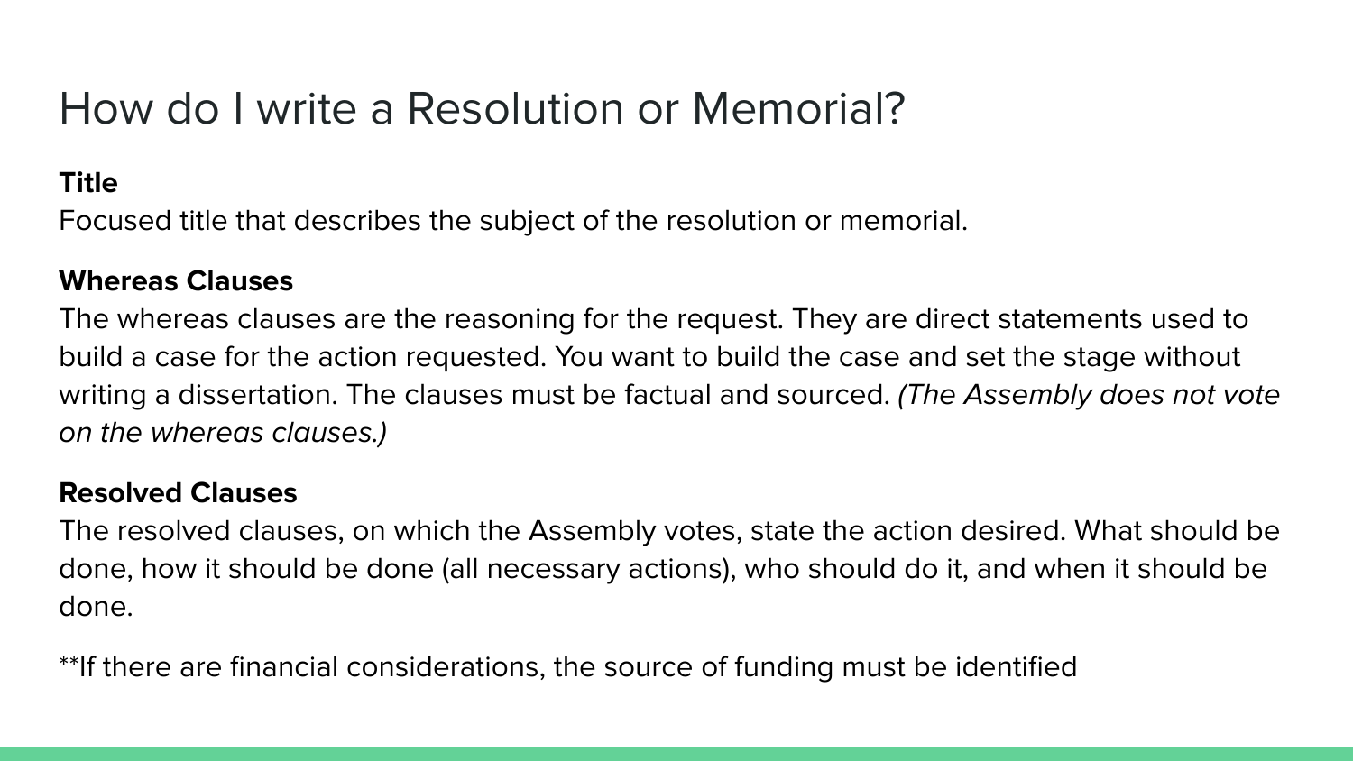# How do I write a Resolution or Memorial?

**Title**

Focused title that describes the subject of the resolution or memorial.

**Whereas Clauses**

The whereas clauses are the reasoning for the request. They are direct statements used to build a case for the action requested. You want to build the case and set the stage without writing a dissertation. The clauses must be factual and sourced. *(The Assembly does not vote on the whereas clauses.)*

**Resolved Clauses**

The resolved clauses, on which the Assembly votes, state the action desired. What should be done, how it should be done (all necessary actions), who should do it, and when it should be done.

**If there are financial considerations, the source of funding must be identified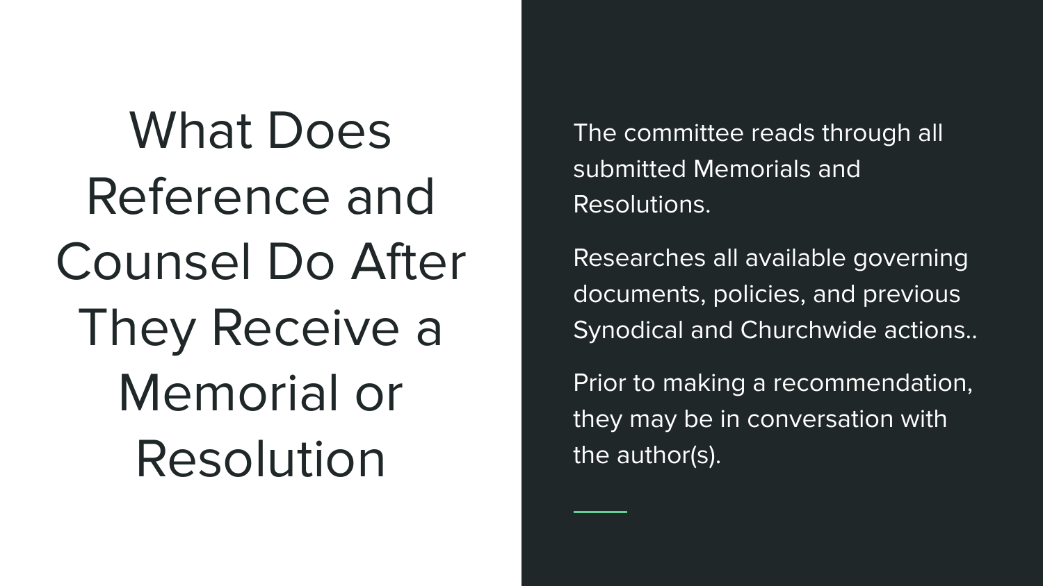# What Does Reference and Counsel Do After They Receive a Memorial or Resolution

The committee reads through all submitted Memorials and Resolutions.

Researches all available governing documents, policies, and previous Synodical and Churchwide actions..

Prior to making a recommendation, they may be in conversation with the author(s).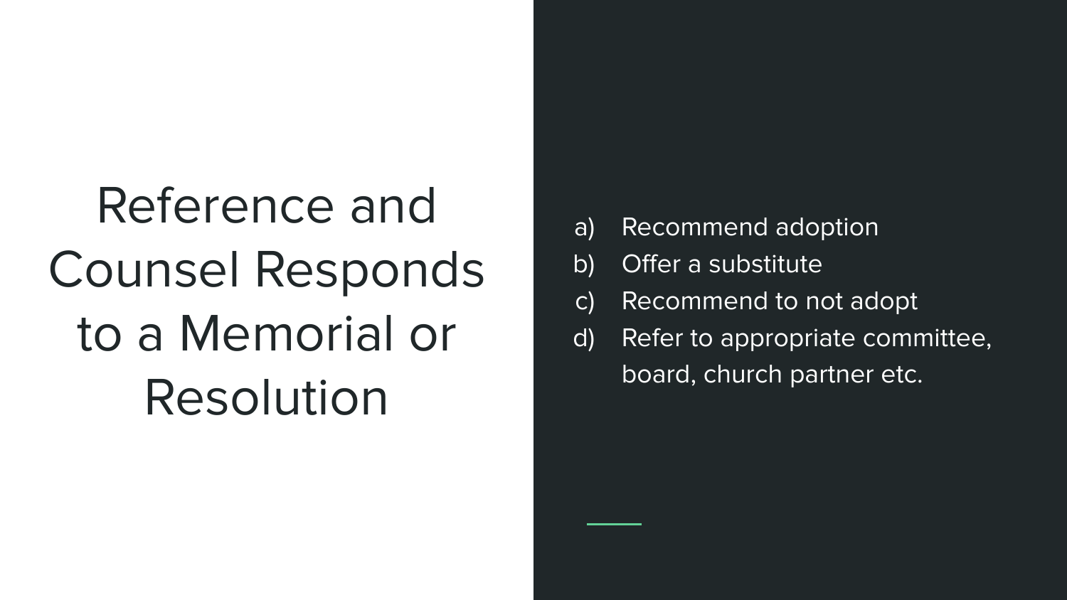# Reference and Counsel Responds to a Memorial or Resolution

a) Recommend adoption
b) Offer a substitute
c) Recommend to not adopt
d) Refer to appropriate committee, board, church partner etc.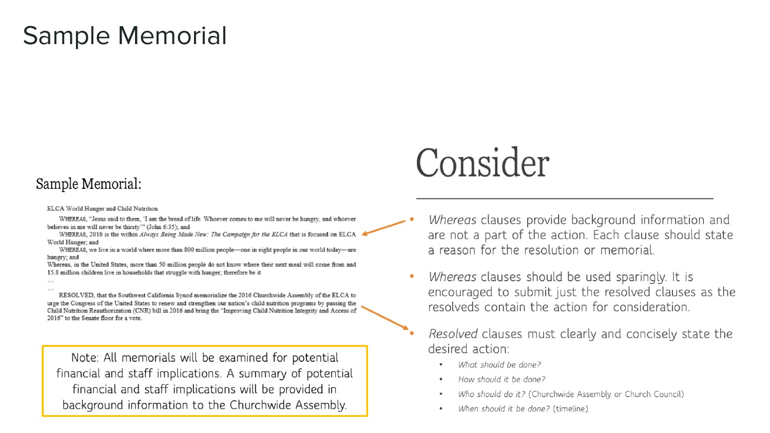# Sample Memorial

## Sample Memorial:

ELCA World Hunger and Child Nutrition

WHEREAS, "Jesus said to them, 'I am the bread of life. Whoever comes to me will never be hungry, and whoever believes in me will never be thirsty'" (John 6:35); and

WHEREAS, 2016 is the within *Always Being Made New: The Campaign for the ELCA* that is focused on ELCA World Hunger; and

WHEREAS, we live in a world where more than 800 million people—one in eight people in our world today—are hungry; and

Whereas, in the United States, more than 50 million people do not know where their next meal will come from and 15.8 million children live in households that struggle with hunger; therefore be it

…

…

RESOLVED, that the Southwest California Synod memorialize the 2016 Churchwide Assembly of the ELCA to urge the Congress of the United States to renew and strengthen our nation's child nutrition programs by passing the Child Nutrition Reauthorization (CNR) bill in 2016 and bring the "Improving Child Nutrition Integrity and Access of 2016" to the Senate floor for a vote.

Note: All memorials will be examined for potential financial and staff implications. A summary of potential financial and staff implications will be provided in background information to the Churchwide Assembly.

## Consider

- *Whereas* clauses provide background information and are not a part of the action. Each clause should state a reason for the resolution or memorial.
- *Whereas* clauses should be used sparingly. It is encouraged to submit just the resolved clauses as the resolveds contain the action for consideration.
- *Resolved* clauses must clearly and concisely state the desired action:
  - *What should be done?*
  - *How should it be done?*
  - *Who should do it?* (Churchwide Assembly or Church Council)
  - *When should it be done?* (timeline)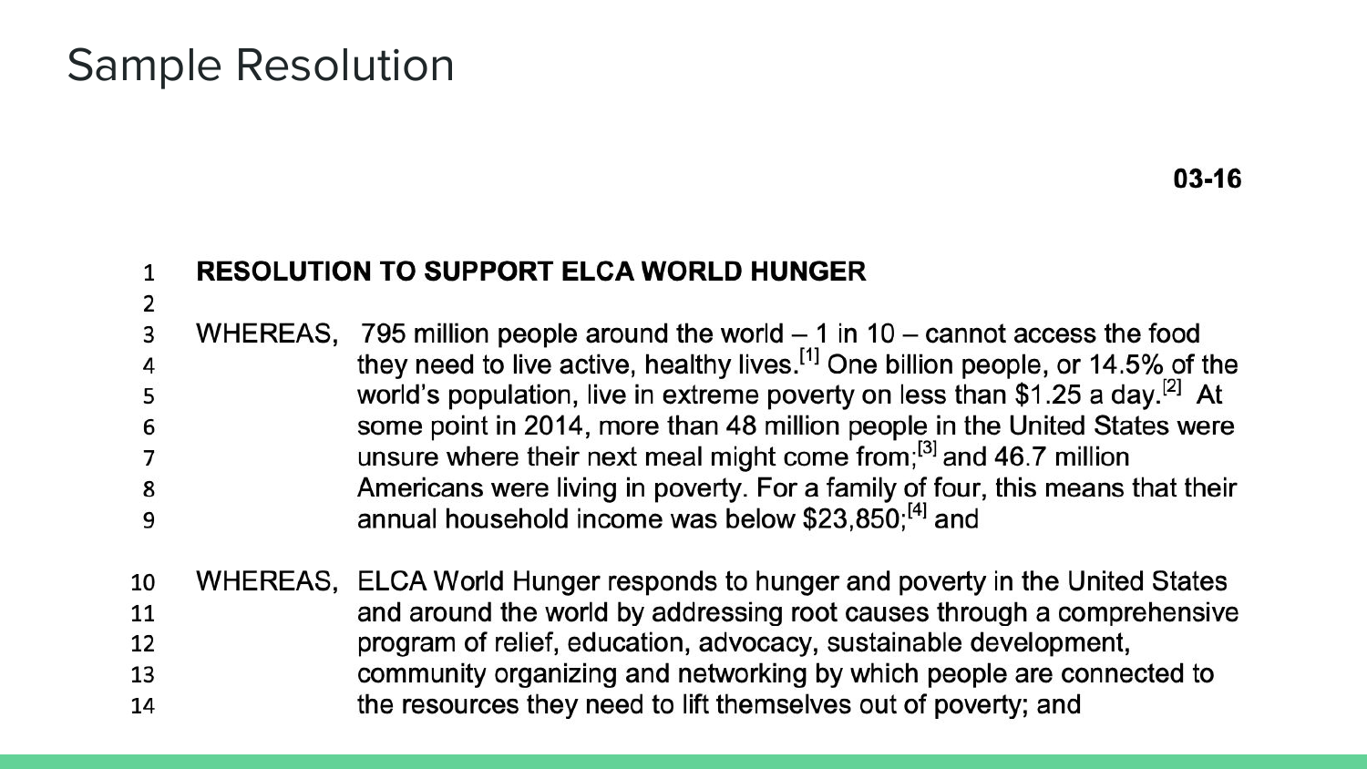# Sample Resolution

**03-16**

**RESOLUTION TO SUPPORT ELCA WORLD HUNGER**

WHEREAS, 795 million people around the world – 1 in 10 – cannot access the food they need to live active, healthy lives.[1] One billion people, or 14.5% of the world's population, live in extreme poverty on less than $1.25 a day.[2] At some point in 2014, more than 48 million people in the United States were unsure where their next meal might come from;[3] and 46.7 million Americans were living in poverty. For a family of four, this means that their annual household income was below $23,850;[4] and

WHEREAS, ELCA World Hunger responds to hunger and poverty in the United States and around the world by addressing root causes through a comprehensive program of relief, education, advocacy, sustainable development, community organizing and networking by which people are connected to the resources they need to lift themselves out of poverty; and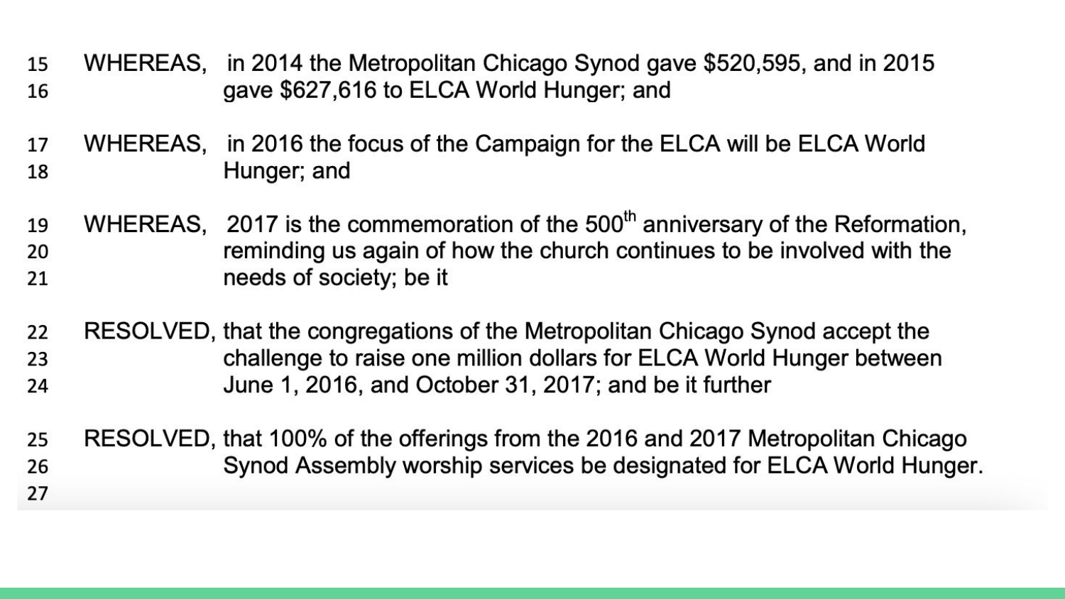WHEREAS, in 2014 the Metropolitan Chicago Synod gave $520,595, and in 2015 gave $627,616 to ELCA World Hunger; and

WHEREAS, in 2016 the focus of the Campaign for the ELCA will be ELCA World Hunger; and

WHEREAS, 2017 is the commemoration of the 500th anniversary of the Reformation, reminding us again of how the church continues to be involved with the needs of society; be it

RESOLVED, that the congregations of the Metropolitan Chicago Synod accept the challenge to raise one million dollars for ELCA World Hunger between June 1, 2016, and October 31, 2017; and be it further

RESOLVED, that 100% of the offerings from the 2016 and 2017 Metropolitan Chicago Synod Assembly worship services be designated for ELCA World Hunger.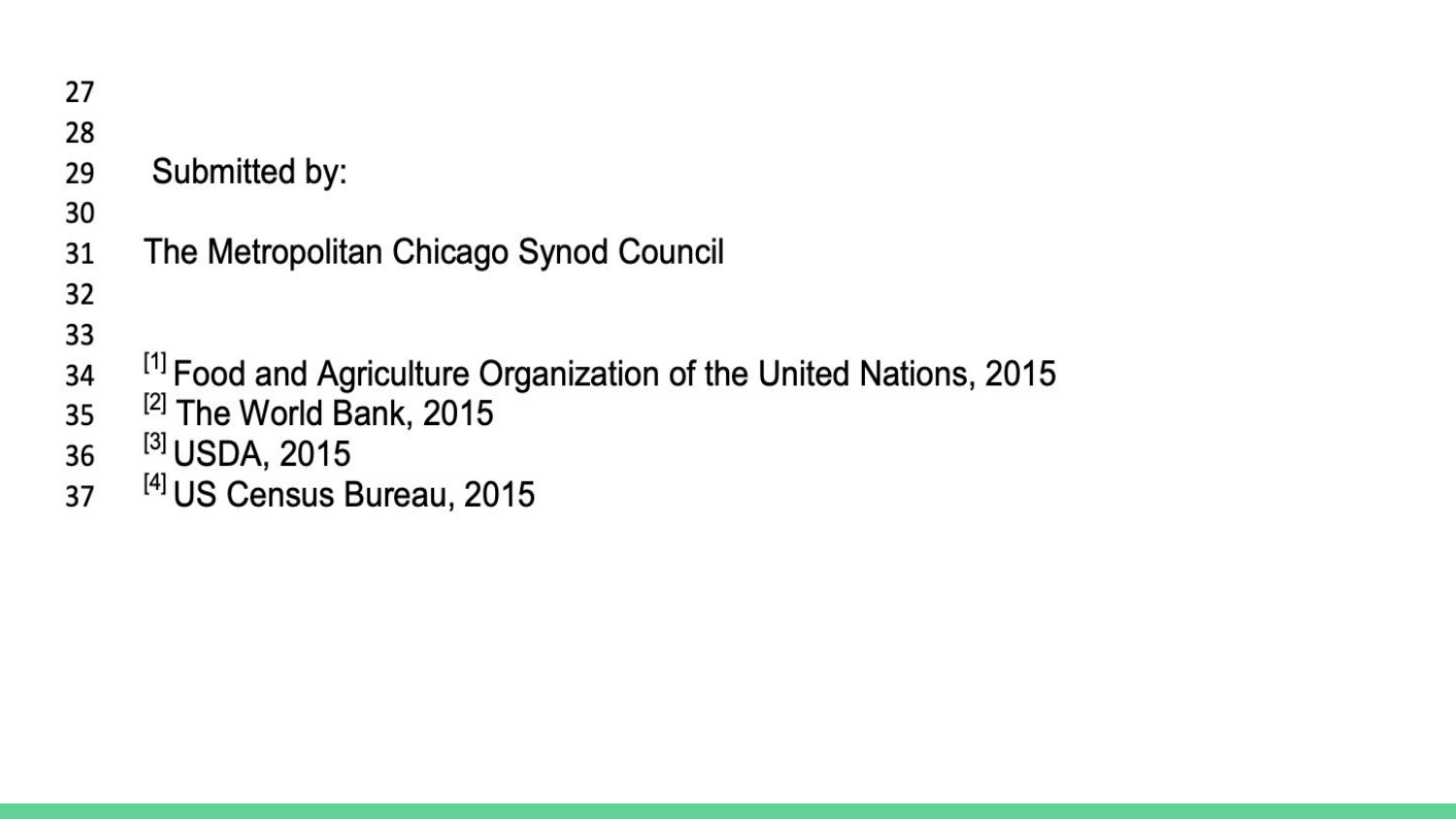Submitted by:

The Metropolitan Chicago Synod Council

[1] Food and Agriculture Organization of the United Nations, 2015
[2] The World Bank, 2015
[3] USDA, 2015
[4] US Census Bureau, 2015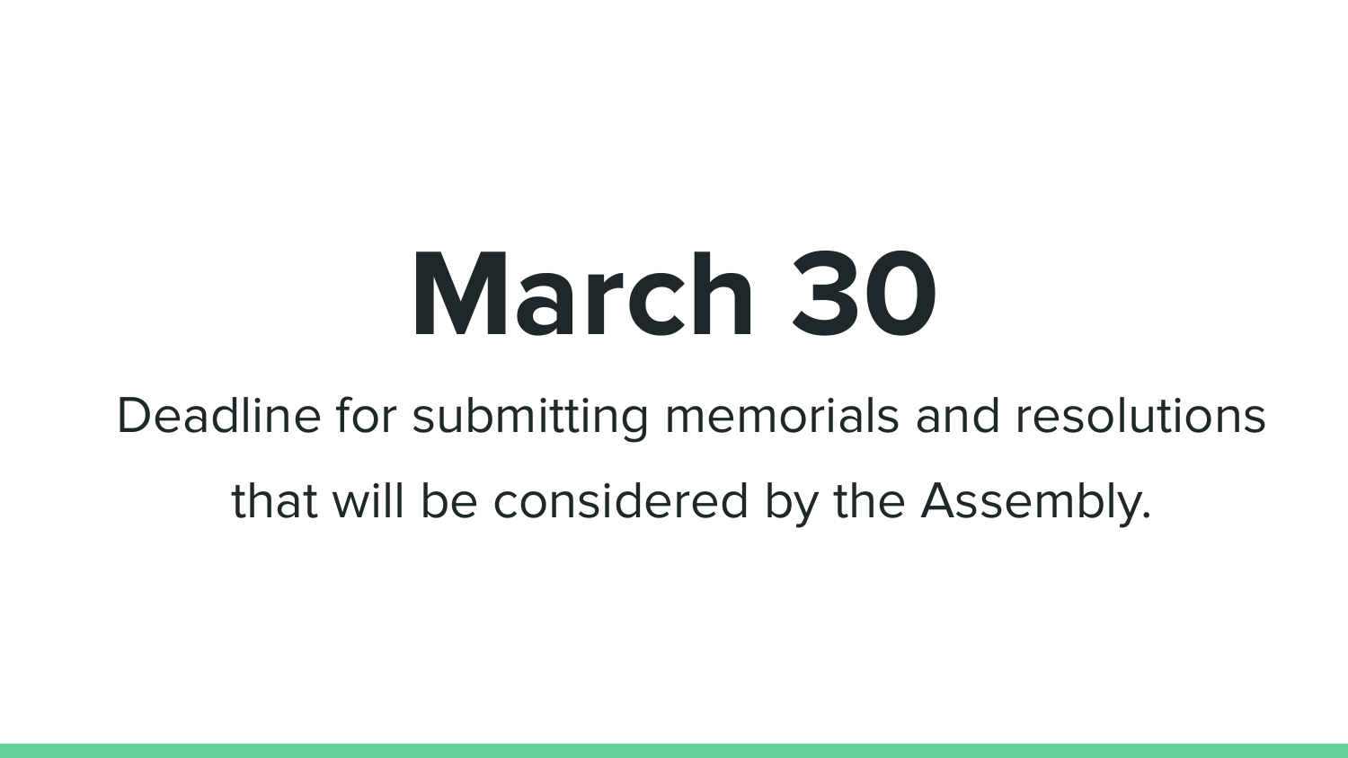# March 30

Deadline for submitting memorials and resolutions that will be considered by the Assembly.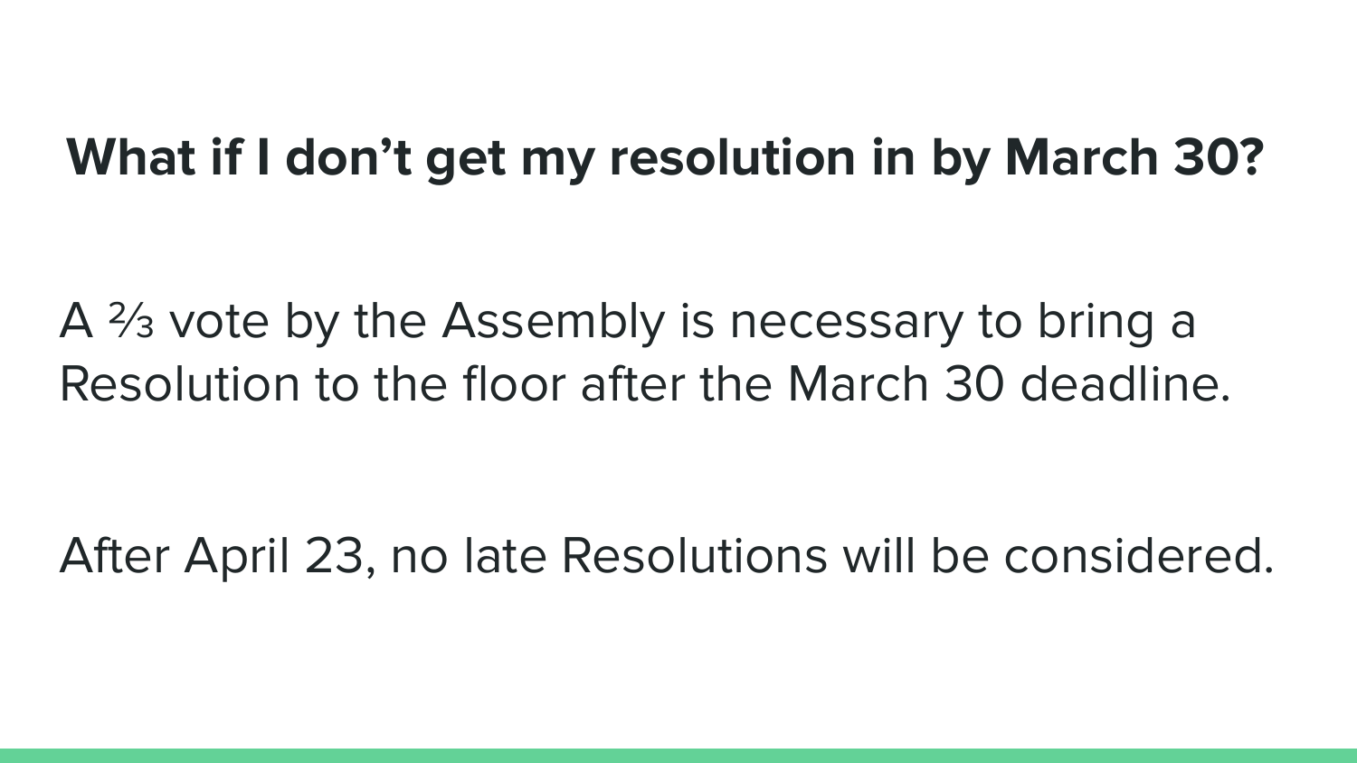## What if I don't get my resolution in by March 30?

A ⅔ vote by the Assembly is necessary to bring a Resolution to the floor after the March 30 deadline.

After April 23, no late Resolutions will be considered.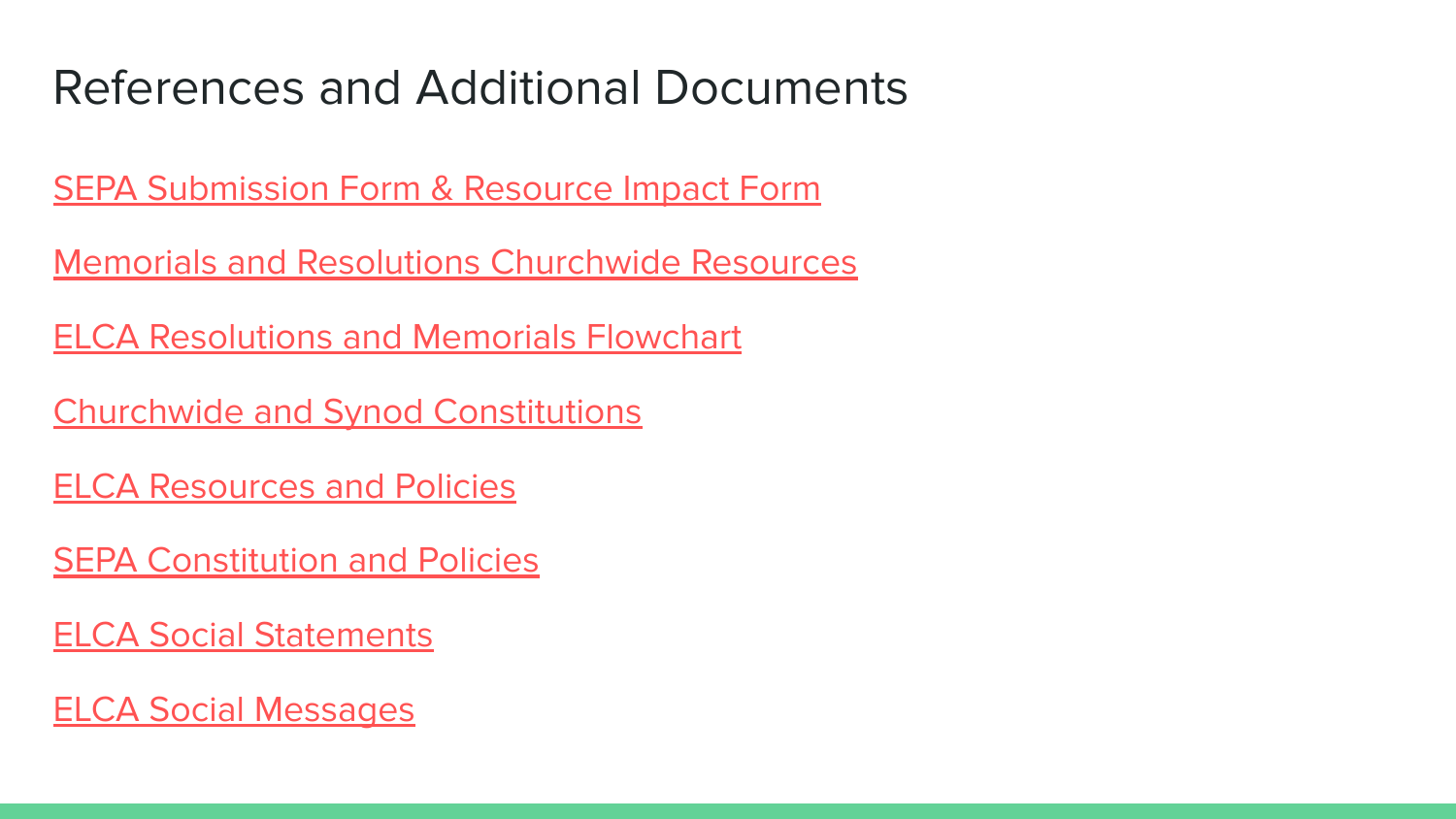# References and Additional Documents

SEPA Submission Form & Resource Impact Form

Memorials and Resolutions Churchwide Resources

ELCA Resolutions and Memorials Flowchart

Churchwide and Synod Constitutions

ELCA Resources and Policies

SEPA Constitution and Policies

ELCA Social Statements

ELCA Social Messages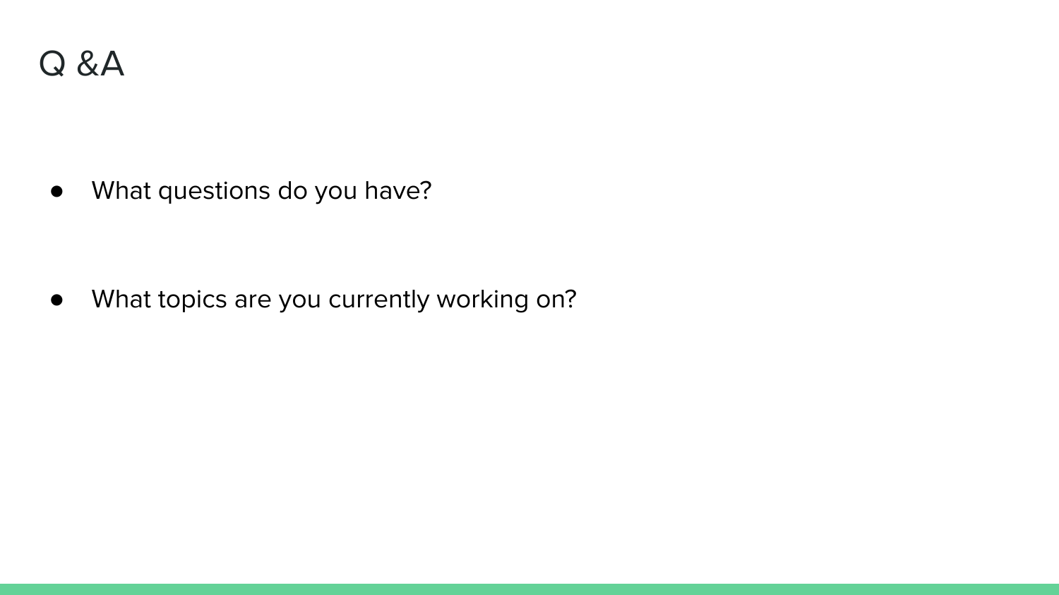# Q &A

- What questions do you have?

- What topics are you currently working on?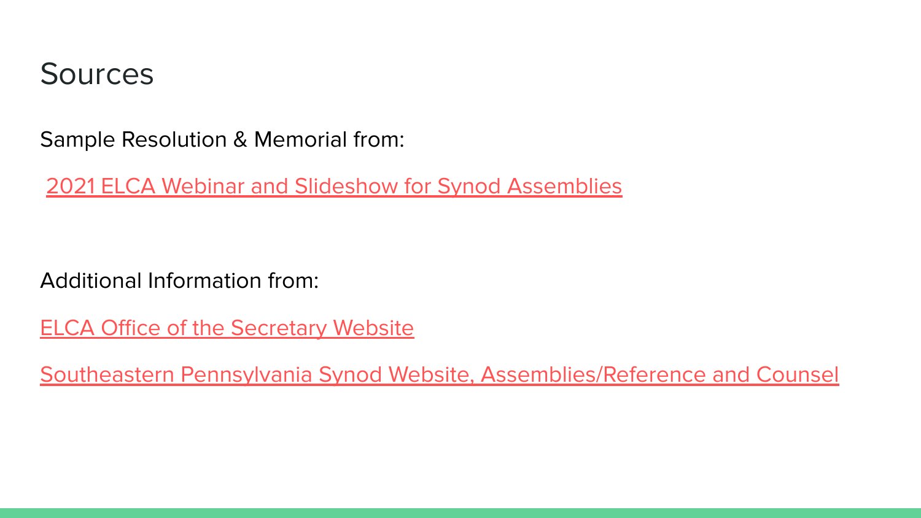# Sources

Sample Resolution & Memorial from:

2021 ELCA Webinar and Slideshow for Synod Assemblies

Additional Information from:

ELCA Office of the Secretary Website

Southeastern Pennsylvania Synod Website, Assemblies/Reference and Counsel